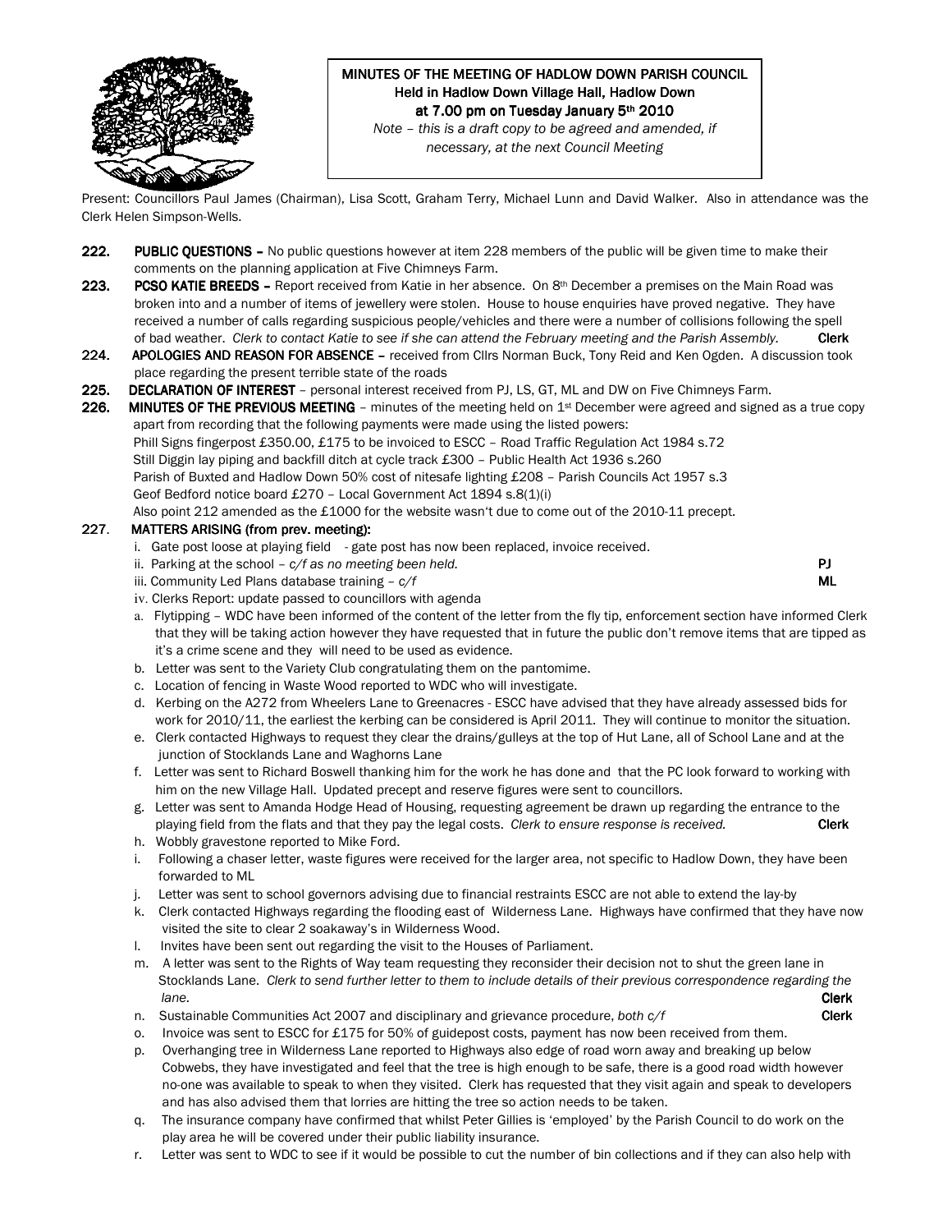# MINUTES OF THE MEETING OF HADLOW DOWN PARISH COUNCIL

**Held in Hadlow Down Village Hall, Hadlow Down at 7.00 pm on Tuesday January 5th 2010**

*Note – this is a draft copy to be agreed and amended, if necessary, at the next Council Meeting*

Present: Councillors Paul James (Chairman), Lisa Scott, Graham Terry, Michael Lunn and David Walker. Also in attendance was the Clerk Helen Simpson-Wells.

**222. PUBLIC QUESTIONS –** No public questions however at item 228 members of the public will be given time to make their comments on the planning application at Five Chimneys Farm.

**223. PCSO KATIE BREEDS –** Report received from Katie in her absence. On 8th December a premises on the Main Road was broken into and a number of items of jewellery were stolen. House to house enquiries have proved negative. They have received a number of calls regarding suspicious people/vehicles and there were a number of collisions following the spell of bad weather. *Clerk to contact Katie to see if she can attend the February meeting and the Parish Assembly.* **Clerk**

**224. APOLOGIES AND REASON FOR ABSENCE –** received from Cllrs Norman Buck, Tony Reid and Ken Ogden. A discussion took place regarding the present terrible state of the roads

**225. DECLARATION OF INTEREST** – personal interest received from PJ, LS, GT, ML and DW on Five Chimneys Farm.

**226. MINUTES OF THE PREVIOUS MEETING** – minutes of the meeting held on 1st December were agreed and signed as a true copy apart from recording that the following payments were made using the listed powers:
Phill Signs fingerpost £350.00, £175 to be invoiced to ESCC – Road Traffic Regulation Act 1984 s.72
Still Diggin lay piping and backfill ditch at cycle track £300 – Public Health Act 1936 s.260
Parish of Buxted and Hadlow Down 50% cost of nitesafe lighting £208 – Parish Councils Act 1957 s.3
Geof Bedford notice board £270 – Local Government Act 1894 s.8(1)(i)
Also point 212 amended as the £1000 for the website wasn't due to come out of the 2010-11 precept.

**227. MATTERS ARISING (from prev. meeting):**

i. Gate post loose at playing field - gate post has now been replaced, invoice received.

ii. Parking at the school – *c/f as no meeting been held.* **PJ**

iii. Community Led Plans database training – *c/f* **ML**

iv. Clerks Report: update passed to councillors with agenda

a. Flytipping – WDC have been informed of the content of the letter from the fly tip, enforcement section have informed Clerk that they will be taking action however they have requested that in future the public don't remove items that are tipped as it's a crime scene and they will need to be used as evidence.

b. Letter was sent to the Variety Club congratulating them on the pantomime.

c. Location of fencing in Waste Wood reported to WDC who will investigate.

d. Kerbing on the A272 from Wheelers Lane to Greenacres - ESCC have advised that they have already assessed bids for work for 2010/11, the earliest the kerbing can be considered is April 2011. They will continue to monitor the situation.

e. Clerk contacted Highways to request they clear the drains/gulleys at the top of Hut Lane, all of School Lane and at the junction of Stocklands Lane and Waghorns Lane

f. Letter was sent to Richard Boswell thanking him for the work he has done and that the PC look forward to working with him on the new Village Hall. Updated precept and reserve figures were sent to councillors.

g. Letter was sent to Amanda Hodge Head of Housing, requesting agreement be drawn up regarding the entrance to the playing field from the flats and that they pay the legal costs. *Clerk to ensure response is received.* **Clerk**

h. Wobbly gravestone reported to Mike Ford.

i. Following a chaser letter, waste figures were received for the larger area, not specific to Hadlow Down, they have been forwarded to ML

j. Letter was sent to school governors advising due to financial restraints ESCC are not able to extend the lay-by

k. Clerk contacted Highways regarding the flooding east of Wilderness Lane. Highways have confirmed that they have now visited the site to clear 2 soakaway's in Wilderness Wood.

l. Invites have been sent out regarding the visit to the Houses of Parliament.

m. A letter was sent to the Rights of Way team requesting they reconsider their decision not to shut the green lane in Stocklands Lane. *Clerk to send further letter to them to include details of their previous correspondence regarding the lane.* **Clerk**

n. Sustainable Communities Act 2007 and disciplinary and grievance procedure, *both c/f* **Clerk**

o. Invoice was sent to ESCC for £175 for 50% of guidepost costs, payment has now been received from them.

p. Overhanging tree in Wilderness Lane reported to Highways also edge of road worn away and breaking up below Cobwebs, they have investigated and feel that the tree is high enough to be safe, there is a good road width however no-one was available to speak to when they visited. Clerk has requested that they visit again and speak to developers and has also advised them that lorries are hitting the tree so action needs to be taken.

q. The insurance company have confirmed that whilst Peter Gillies is 'employed' by the Parish Council to do work on the play area he will be covered under their public liability insurance.

r. Letter was sent to WDC to see if it would be possible to cut the number of bin collections and if they can also help with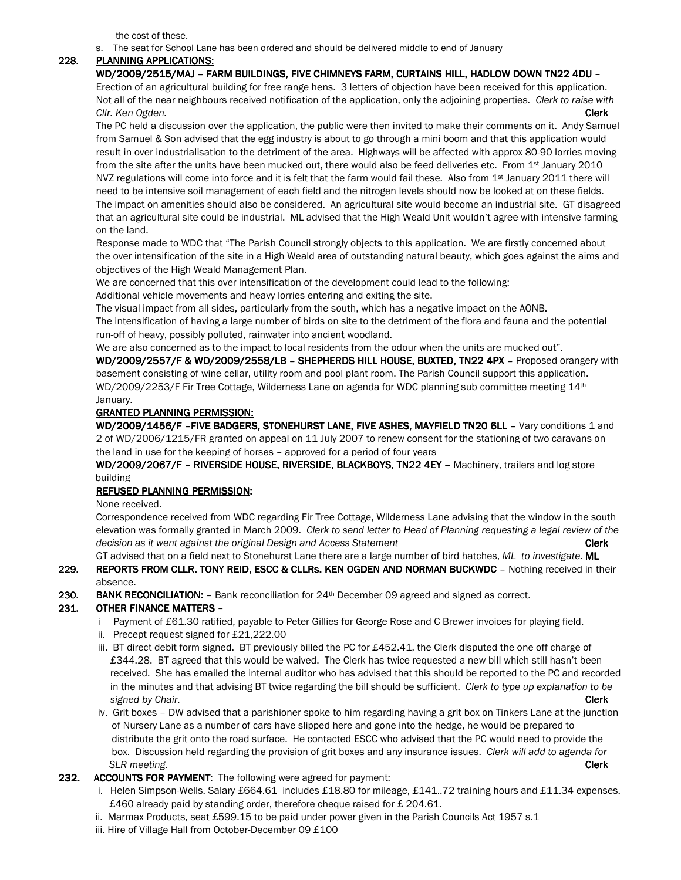the cost of these.

s. The seat for School Lane has been ordered and should be delivered middle to end of January

**228. PLANNING APPLICATIONS:**

**WD/2009/2515/MAJ – FARM BUILDINGS, FIVE CHIMNEYS FARM, CURTAINS HILL, HADLOW DOWN TN22 4DU** – Erection of an agricultural building for free range hens. 3 letters of objection have been received for this application. Not all of the near neighbours received notification of the application, only the adjoining properties. *Clerk to raise with Cllr. Ken Ogden.* **Clerk**

The PC held a discussion over the application, the public were then invited to make their comments on it. Andy Samuel from Samuel & Son advised that the egg industry is about to go through a mini boom and that this application would result in over industrialisation to the detriment of the area. Highways will be affected with approx 80-90 lorries moving from the site after the units have been mucked out, there would also be feed deliveries etc. From 1st January 2010 NVZ regulations will come into force and it is felt that the farm would fail these. Also from 1st January 2011 there will need to be intensive soil management of each field and the nitrogen levels should now be looked at on these fields. The impact on amenities should also be considered. An agricultural site would become an industrial site. GT disagreed that an agricultural site could be industrial. ML advised that the High Weald Unit wouldn't agree with intensive farming on the land.

Response made to WDC that "The Parish Council strongly objects to this application. We are firstly concerned about the over intensification of the site in a High Weald area of outstanding natural beauty, which goes against the aims and objectives of the High Weald Management Plan.

We are concerned that this over intensification of the development could lead to the following:

Additional vehicle movements and heavy lorries entering and exiting the site.

The visual impact from all sides, particularly from the south, which has a negative impact on the AONB.

The intensification of having a large number of birds on site to the detriment of the flora and fauna and the potential run-off of heavy, possibly polluted, rainwater into ancient woodland.

We are also concerned as to the impact to local residents from the odour when the units are mucked out".

**WD/2009/2557/F & WD/2009/2558/LB – SHEPHERDS HILL HOUSE, BUXTED, TN22 4PX –** Proposed orangery with basement consisting of wine cellar, utility room and pool plant room. The Parish Council support this application.

WD/2009/2253/F Fir Tree Cottage, Wilderness Lane on agenda for WDC planning sub committee meeting 14th January.

**GRANTED PLANNING PERMISSION:**

**WD/2009/1456/F –FIVE BADGERS, STONEHURST LANE, FIVE ASHES, MAYFIELD TN20 6LL –** Vary conditions 1 and 2 of WD/2006/1215/FR granted on appeal on 11 July 2007 to renew consent for the stationing of two caravans on the land in use for the keeping of horses – approved for a period of four years

**WD/2009/2067/F – RIVERSIDE HOUSE, RIVERSIDE, BLACKBOYS, TN22 4EY –** Machinery, trailers and log store building

**REFUSED PLANNING PERMISSION:**

None received.

Correspondence received from WDC regarding Fir Tree Cottage, Wilderness Lane advising that the window in the south elevation was formally granted in March 2009. *Clerk to send letter to Head of Planning requesting a legal review of the decision as it went against the original Design and Access Statement* **Clerk**

GT advised that on a field next to Stonehurst Lane there are a large number of bird hatches, *ML to investigate.* **ML**

**229. REPORTS FROM CLLR. TONY REID, ESCC & CLLRs. KEN OGDEN AND NORMAN BUCKWDC** – Nothing received in their absence.

**230. BANK RECONCILIATION:** – Bank reconciliation for 24th December 09 agreed and signed as correct.

**231. OTHER FINANCE MATTERS** –

i Payment of £61.30 ratified, payable to Peter Gillies for George Rose and C Brewer invoices for playing field.

ii. Precept request signed for £21,222.00

iii. BT direct debit form signed. BT previously billed the PC for £452.41, the Clerk disputed the one off charge of £344.28. BT agreed that this would be waived. The Clerk has twice requested a new bill which still hasn't been received. She has emailed the internal auditor who has advised that this should be reported to the PC and recorded in the minutes and that advising BT twice regarding the bill should be sufficient. *Clerk to type up explanation to be signed by Chair.* **Clerk**

iv. Grit boxes – DW advised that a parishioner spoke to him regarding having a grit box on Tinkers Lane at the junction of Nursery Lane as a number of cars have slipped here and gone into the hedge, he would be prepared to distribute the grit onto the road surface. He contacted ESCC who advised that the PC would need to provide the box. Discussion held regarding the provision of grit boxes and any insurance issues. *Clerk will add to agenda for SLR meeting.* **Clerk**

**232. ACCOUNTS FOR PAYMENT**: The following were agreed for payment:

i. Helen Simpson-Wells. Salary £664.61 includes £18.80 for mileage, £141..72 training hours and £11.34 expenses. £460 already paid by standing order, therefore cheque raised for £ 204.61.

ii. Marmax Products, seat £599.15 to be paid under power given in the Parish Councils Act 1957 s.1

iii. Hire of Village Hall from October-December 09 £100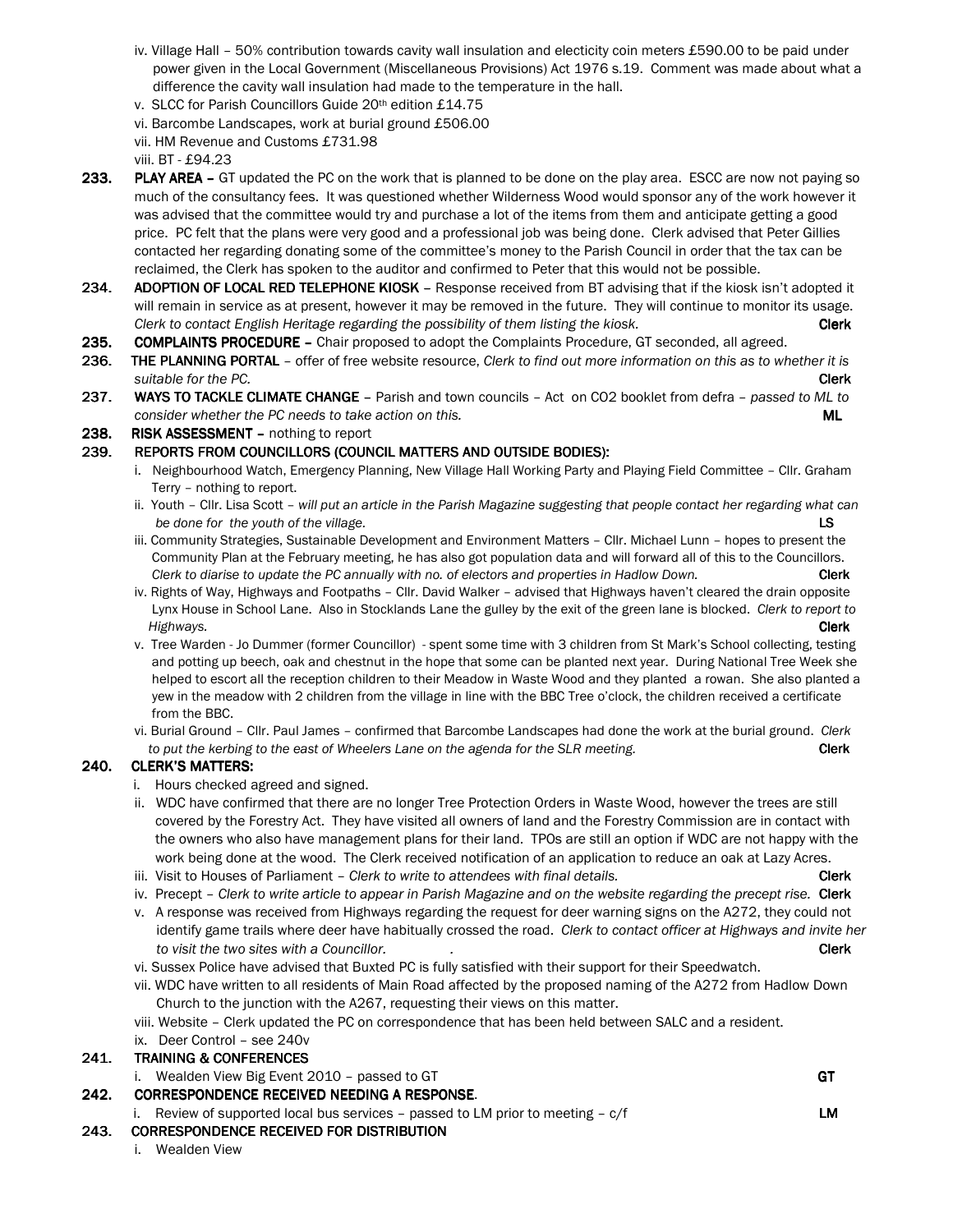iv. Village Hall – 50% contribution towards cavity wall insulation and electicity coin meters £590.00 to be paid under power given in the Local Government (Miscellaneous Provisions) Act 1976 s.19. Comment was made about what a difference the cavity wall insulation had made to the temperature in the hall.

v. SLCC for Parish Councillors Guide 20th edition £14.75

vi. Barcombe Landscapes, work at burial ground £506.00

vii. HM Revenue and Customs £731.98

viii. BT - £94.23

**233. PLAY AREA –** GT updated the PC on the work that is planned to be done on the play area. ESCC are now not paying so much of the consultancy fees. It was questioned whether Wilderness Wood would sponsor any of the work however it was advised that the committee would try and purchase a lot of the items from them and anticipate getting a good price. PC felt that the plans were very good and a professional job was being done. Clerk advised that Peter Gillies contacted her regarding donating some of the committee's money to the Parish Council in order that the tax can be reclaimed, the Clerk has spoken to the auditor and confirmed to Peter that this would not be possible.

**234. ADOPTION OF LOCAL RED TELEPHONE KIOSK** – Response received from BT advising that if the kiosk isn't adopted it will remain in service as at present, however it may be removed in the future. They will continue to monitor its usage. *Clerk to contact English Heritage regarding the possibility of them listing the kiosk.* **Clerk**

**235. COMPLAINTS PROCEDURE –** Chair proposed to adopt the Complaints Procedure, GT seconded, all agreed.

**236. THE PLANNING PORTAL** – offer of free website resource, *Clerk to find out more information on this as to whether it is suitable for the PC.* **Clerk**

**237. WAYS TO TACKLE CLIMATE CHANGE** – Parish and town councils – Act on CO2 booklet from defra – *passed to ML to consider whether the PC needs to take action on this.* **ML**

**238. RISK ASSESSMENT –** nothing to report

**239. REPORTS FROM COUNCILLORS (COUNCIL MATTERS AND OUTSIDE BODIES):**

i. Neighbourhood Watch, Emergency Planning, New Village Hall Working Party and Playing Field Committee – Cllr. Graham Terry – nothing to report.

ii. Youth – Cllr. Lisa Scott – *will put an article in the Parish Magazine suggesting that people contact her regarding what can be done for the youth of the village.* **LS**

iii. Community Strategies, Sustainable Development and Environment Matters – Cllr. Michael Lunn – hopes to present the Community Plan at the February meeting, he has also got population data and will forward all of this to the Councillors. *Clerk to diarise to update the PC annually with no. of electors and properties in Hadlow Down.* **Clerk**

iv. Rights of Way, Highways and Footpaths – Cllr. David Walker – advised that Highways haven't cleared the drain opposite Lynx House in School Lane. Also in Stocklands Lane the gulley by the exit of the green lane is blocked. *Clerk to report to Highways.* **Clerk**

v. Tree Warden - Jo Dummer (former Councillor) - spent some time with 3 children from St Mark's School collecting, testing and potting up beech, oak and chestnut in the hope that some can be planted next year. During National Tree Week she helped to escort all the reception children to their Meadow in Waste Wood and they planted a rowan. She also planted a yew in the meadow with 2 children from the village in line with the BBC Tree o'clock, the children received a certificate from the BBC.

vi. Burial Ground – Cllr. Paul James – confirmed that Barcombe Landscapes had done the work at the burial ground. *Clerk to put the kerbing to the east of Wheelers Lane on the agenda for the SLR meeting.* **Clerk**

**240. CLERK'S MATTERS:**

i. Hours checked agreed and signed.

ii. WDC have confirmed that there are no longer Tree Protection Orders in Waste Wood, however the trees are still covered by the Forestry Act. They have visited all owners of land and the Forestry Commission are in contact with the owners who also have management plans for their land. TPOs are still an option if WDC are not happy with the work being done at the wood. The Clerk received notification of an application to reduce an oak at Lazy Acres.

iii. Visit to Houses of Parliament – *Clerk to write to attendees with final details.* **Clerk**

iv. Precept – *Clerk to write article to appear in Parish Magazine and on the website regarding the precept rise.* **Clerk**

v. A response was received from Highways regarding the request for deer warning signs on the A272, they could not identify game trails where deer have habitually crossed the road. *Clerk to contact officer at Highways and invite her to visit the two sites with a Councillor.* **Clerk**

vi. Sussex Police have advised that Buxted PC is fully satisfied with their support for their Speedwatch.

vii. WDC have written to all residents of Main Road affected by the proposed naming of the A272 from Hadlow Down Church to the junction with the A267, requesting their views on this matter.

viii. Website – Clerk updated the PC on correspondence that has been held between SALC and a resident.

ix. Deer Control – see 240v

**241. TRAINING & CONFERENCES**

i. Wealden View Big Event 2010 – passed to GT **GT**

**242. CORRESPONDENCE RECEIVED NEEDING A RESPONSE.**

i. Review of supported local bus services – passed to LM prior to meeting – c/f **LM**

**243. CORRESPONDENCE RECEIVED FOR DISTRIBUTION**

i. Wealden View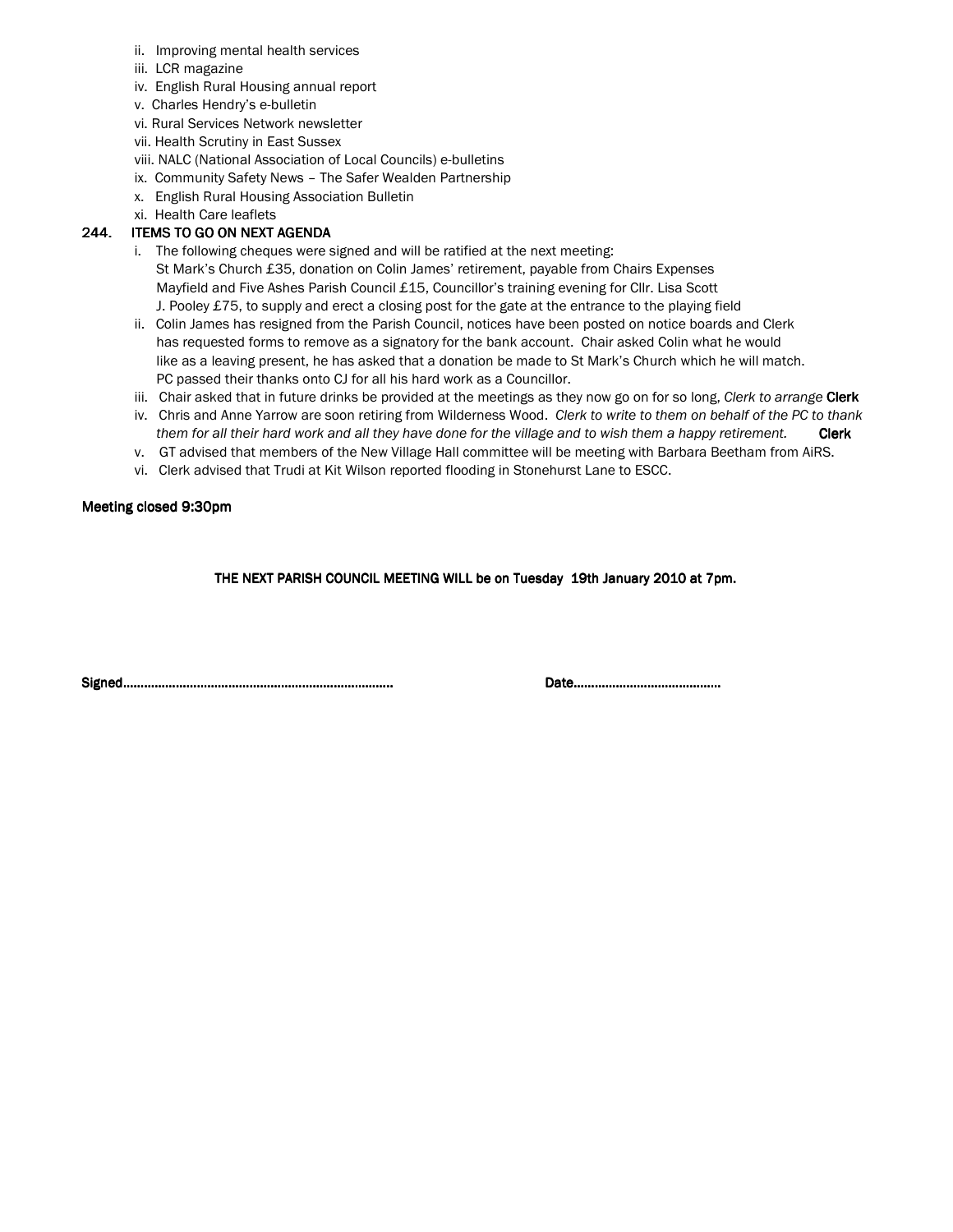ii. Improving mental health services
iii. LCR magazine
iv. English Rural Housing annual report
v. Charles Hendry's e-bulletin
vi. Rural Services Network newsletter
vii. Health Scrutiny in East Sussex
viii. NALC (National Association of Local Councils) e-bulletins
ix. Community Safety News – The Safer Wealden Partnership
x. English Rural Housing Association Bulletin
xi. Health Care leaflets

## 244. ITEMS TO GO ON NEXT AGENDA

i. The following cheques were signed and will be ratified at the next meeting:
St Mark's Church £35, donation on Colin James' retirement, payable from Chairs Expenses
Mayfield and Five Ashes Parish Council £15, Councillor's training evening for Cllr. Lisa Scott
J. Pooley £75, to supply and erect a closing post for the gate at the entrance to the playing field

ii. Colin James has resigned from the Parish Council, notices have been posted on notice boards and Clerk has requested forms to remove as a signatory for the bank account. Chair asked Colin what he would like as a leaving present, he has asked that a donation be made to St Mark's Church which he will match. PC passed their thanks onto CJ for all his hard work as a Councillor.

iii. Chair asked that in future drinks be provided at the meetings as they now go on for so long, *Clerk to arrange* **Clerk**

iv. Chris and Anne Yarrow are soon retiring from Wilderness Wood. *Clerk to write to them on behalf of the PC to thank them for all their hard work and all they have done for the village and to wish them a happy retirement.* **Clerk**

v. GT advised that members of the New Village Hall committee will be meeting with Barbara Beetham from AiRS.

vi. Clerk advised that Trudi at Kit Wilson reported flooding in Stonehurst Lane to ESCC.

**Meeting closed 9:30pm**

**THE NEXT PARISH COUNCIL MEETING WILL be on Tuesday 19th January 2010 at 7pm.**

**Signed……………………………………………………………………** **Date……………………………………**